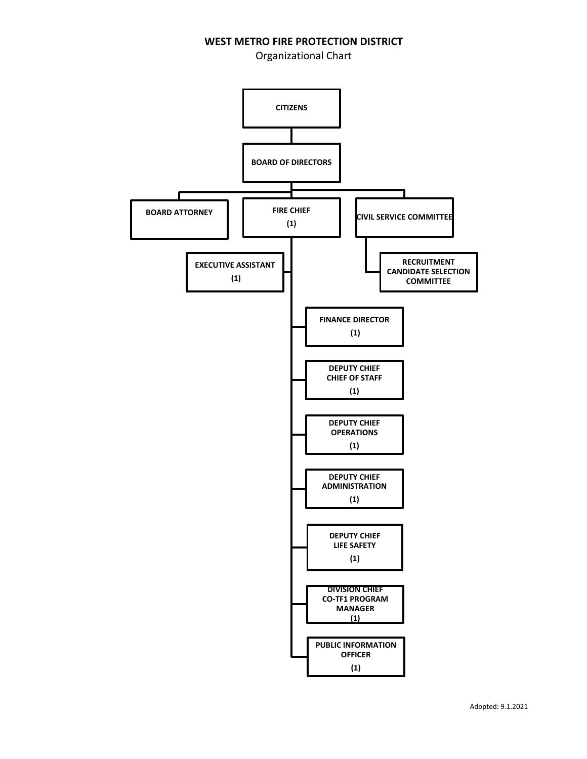# WEST METRO FIRE PROTECTION DISTRICT

Organizational Chart

- **CITIZENS**
  - **BOARD OF DIRECTORS**
    - **BOARD ATTORNEY**
    - **FIRE CHIEF (1)**
      - **EXECUTIVE ASSISTANT (1)**
      - **FINANCE DIRECTOR (1)**
      - **DEPUTY CHIEF CHIEF OF STAFF (1)**
      - **DEPUTY CHIEF OPERATIONS (1)**
      - **DEPUTY CHIEF ADMINISTRATION (1)**
      - **DEPUTY CHIEF LIFE SAFETY (1)**
      - **DIVISION CHIEF CO-TF1 PROGRAM MANAGER (1)**
      - **PUBLIC INFORMATION OFFICER (1)**
    - **CIVIL SERVICE COMMITTEE**
      - **RECRUITMENT CANDIDATE SELECTION COMMITTEE**

Adopted: 9.1.2021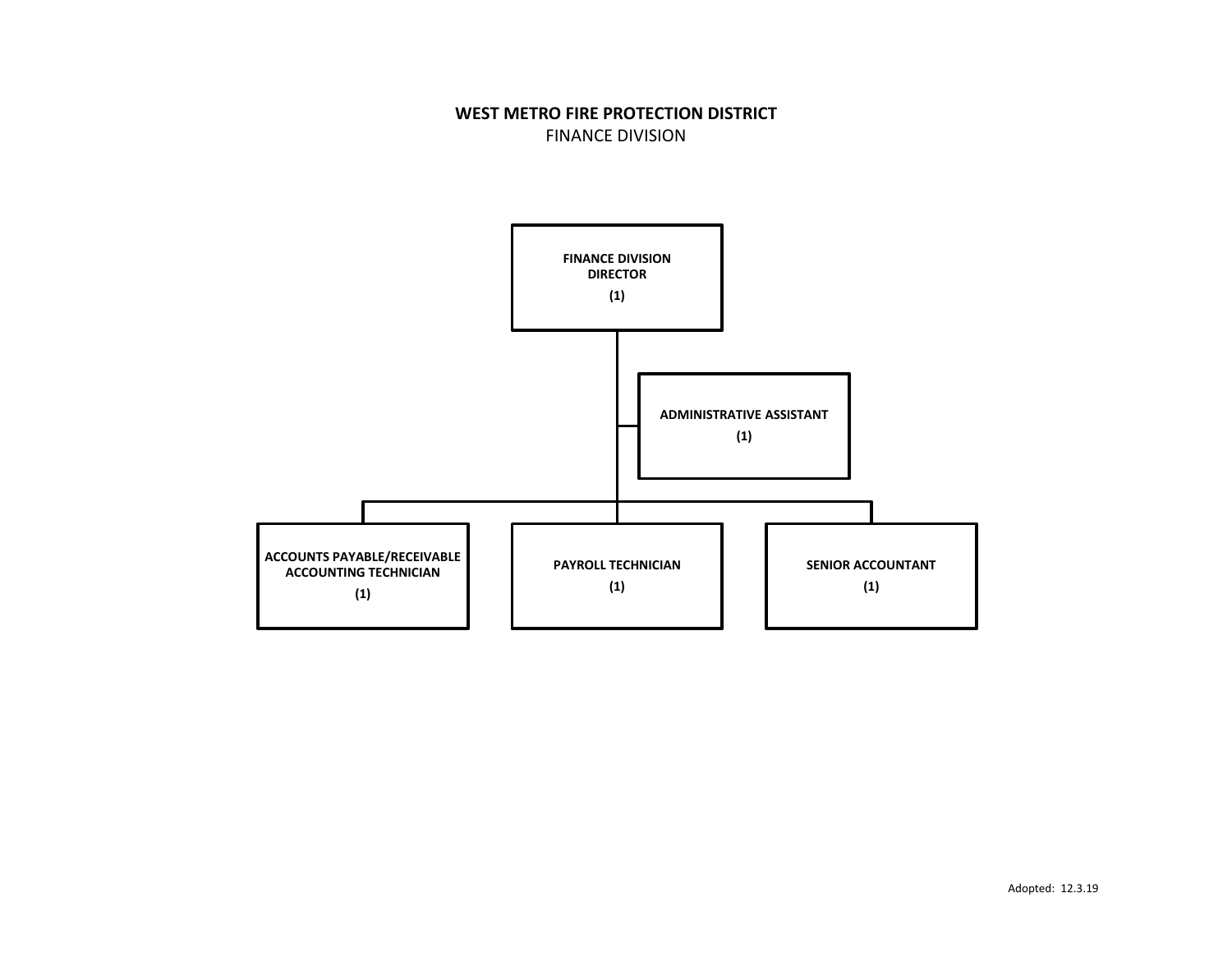**WEST METRO FIRE PROTECTION DISTRICT**

FINANCE DIVISION

**FINANCE DIVISION DIRECTOR**
**(1)**

**ADMINISTRATIVE ASSISTANT**
**(1)**

**ACCOUNTS PAYABLE/RECEIVABLE ACCOUNTING TECHNICIAN**
**(1)**

**PAYROLL TECHNICIAN**
**(1)**

**SENIOR ACCOUNTANT**
**(1)**

Adopted: 12.3.19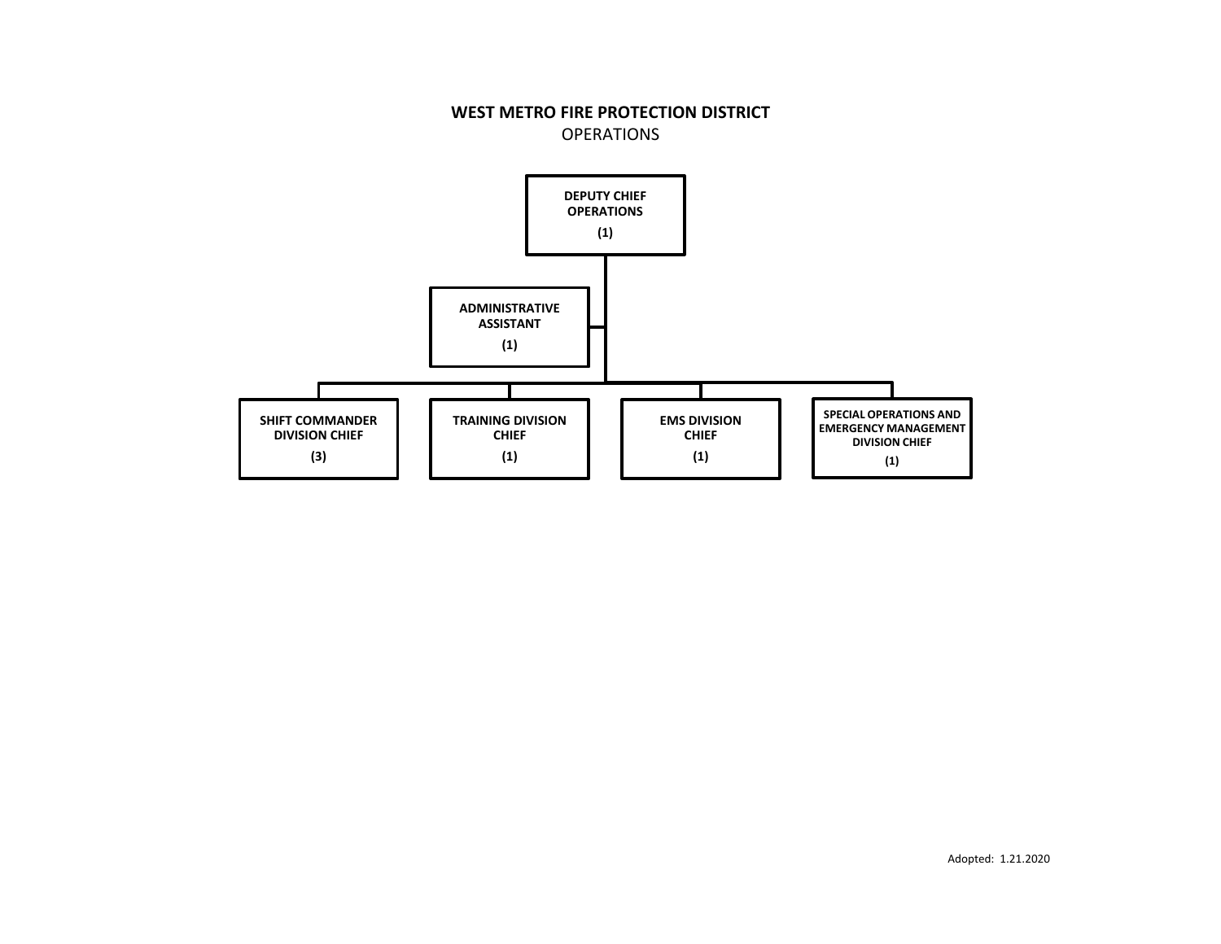**WEST METRO FIRE PROTECTION DISTRICT**

OPERATIONS

**DEPUTY CHIEF OPERATIONS**
**(1)**

**ADMINISTRATIVE ASSISTANT**
**(1)**

**SHIFT COMMANDER DIVISION CHIEF**
**(3)**

**TRAINING DIVISION CHIEF**
**(1)**

**EMS DIVISION CHIEF**
**(1)**

**SPECIAL OPERATIONS AND EMERGENCY MANAGEMENT DIVISION CHIEF**
**(1)**

Adopted: 1.21.2020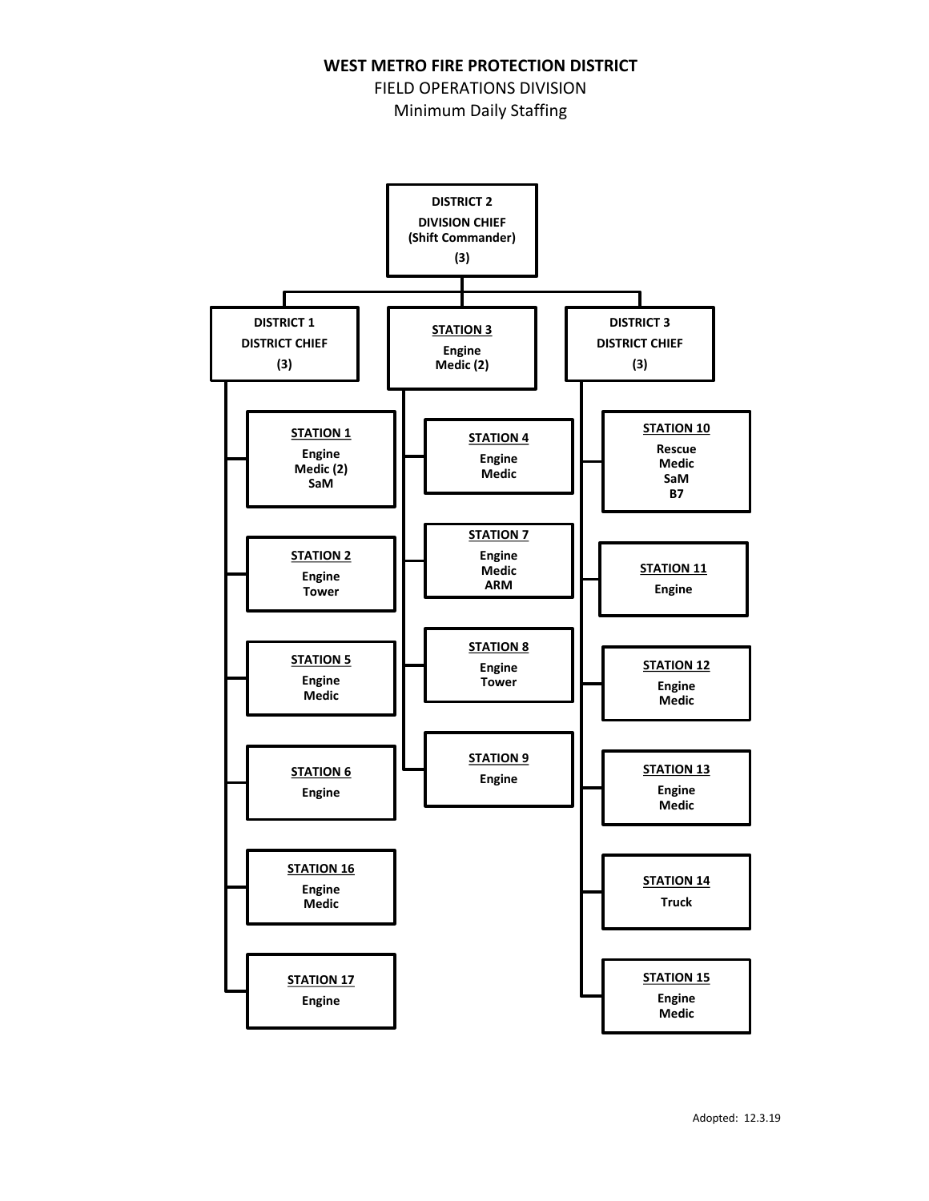# WEST METRO FIRE PROTECTION DISTRICT

FIELD OPERATIONS DIVISION

Minimum Daily Staffing

**DISTRICT 2**
**DIVISION CHIEF**
**(Shift Commander)**
**(3)**

**DISTRICT 1**
**DISTRICT CHIEF**
**(3)**

- **STATION 1** — Engine, Medic (2), SaM
- **STATION 2** — Engine, Tower
- **STATION 5** — Engine, Medic
- **STATION 6** — Engine
- **STATION 16** — Engine, Medic
- **STATION 17** — Engine

**STATION 3**
**Engine**
**Medic (2)**

- **STATION 4** — Engine, Medic
- **STATION 7** — Engine, Medic, ARM
- **STATION 8** — Engine, Tower
- **STATION 9** — Engine

**DISTRICT 3**
**DISTRICT CHIEF**
**(3)**

- **STATION 10** — Rescue, Medic, SaM, B7
- **STATION 11** — Engine
- **STATION 12** — Engine, Medic
- **STATION 13** — Engine, Medic
- **STATION 14** — Truck
- **STATION 15** — Engine, Medic

Adopted: 12.3.19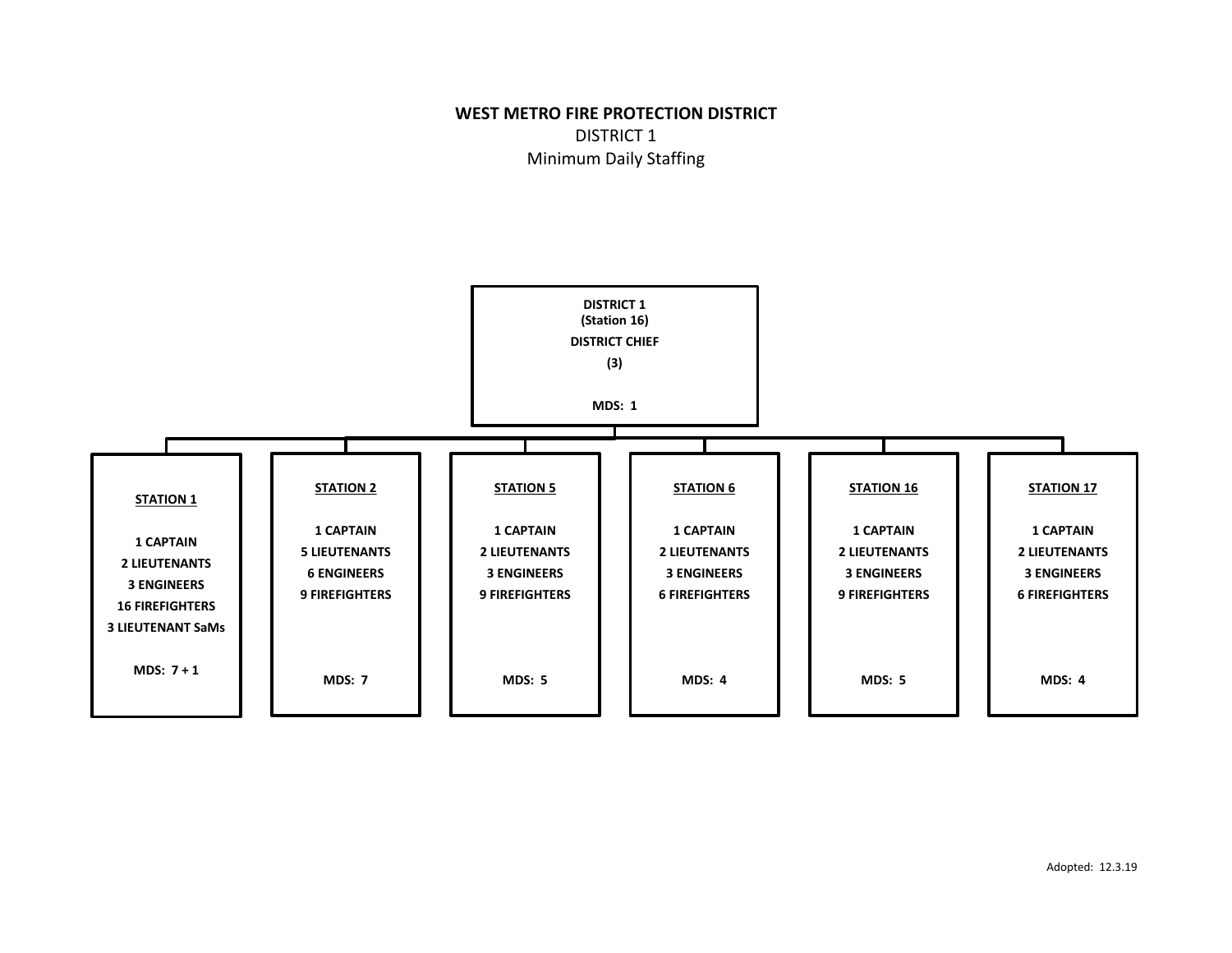**WEST METRO FIRE PROTECTION DISTRICT**

DISTRICT 1

Minimum Daily Staffing

**DISTRICT 1**
**(Station 16)**
**DISTRICT CHIEF**
**(3)**

**MDS: 1**

**STATION 1**

**1 CAPTAIN**
**2 LIEUTENANTS**
**3 ENGINEERS**
**16 FIREFIGHTERS**
**3 LIEUTENANT SaMs**

**MDS: 7 + 1**

**STATION 2**

**1 CAPTAIN**
**5 LIEUTENANTS**
**6 ENGINEERS**
**9 FIREFIGHTERS**

**MDS: 7**

**STATION 5**

**1 CAPTAIN**
**2 LIEUTENANTS**
**3 ENGINEERS**
**9 FIREFIGHTERS**

**MDS: 5**

**STATION 6**

**1 CAPTAIN**
**2 LIEUTENANTS**
**3 ENGINEERS**
**6 FIREFIGHTERS**

**MDS: 4**

**STATION 16**

**1 CAPTAIN**
**2 LIEUTENANTS**
**3 ENGINEERS**
**9 FIREFIGHTERS**

**MDS: 5**

**STATION 17**

**1 CAPTAIN**
**2 LIEUTENANTS**
**3 ENGINEERS**
**6 FIREFIGHTERS**

**MDS: 4**

Adopted: 12.3.19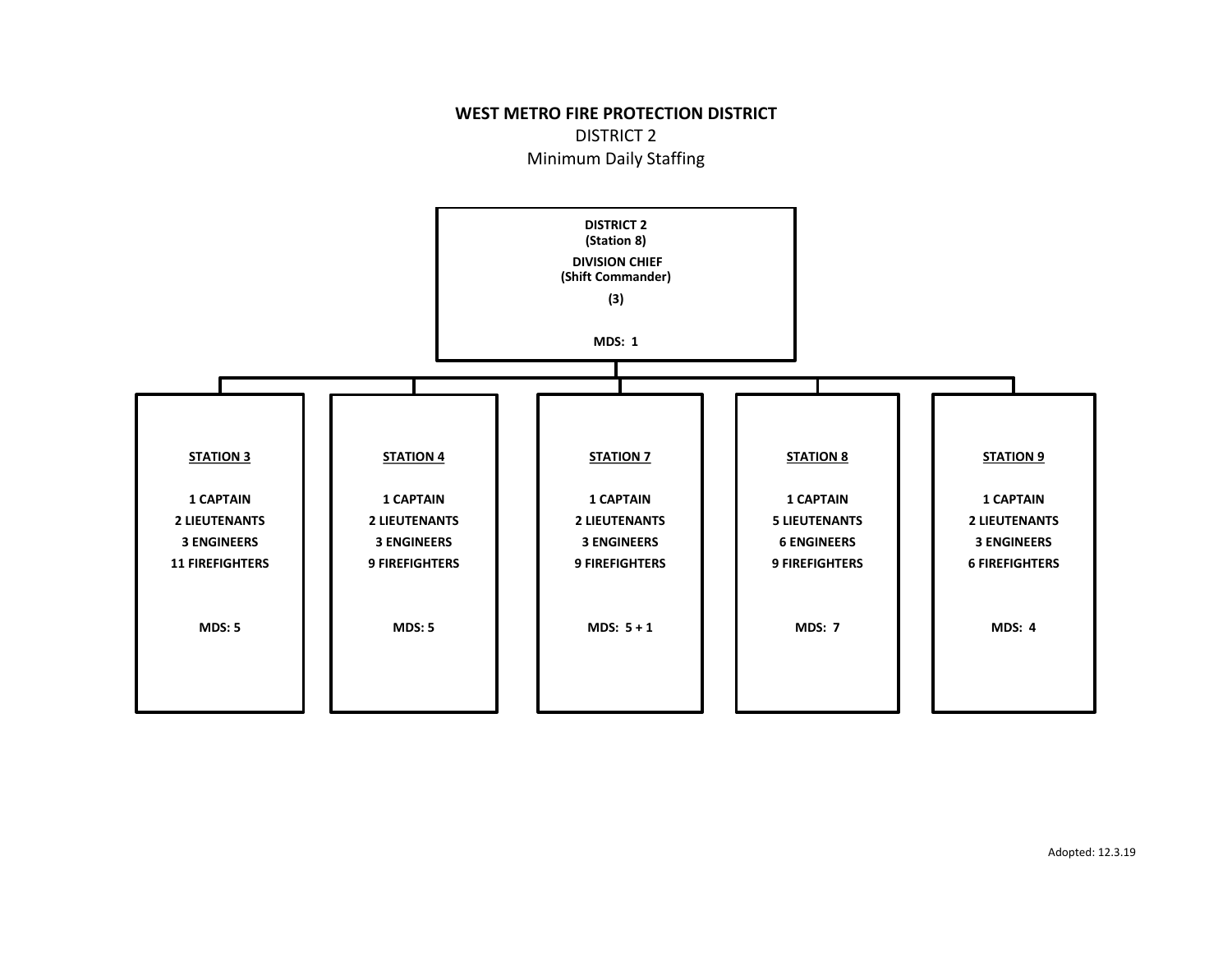# WEST METRO FIRE PROTECTION DISTRICT

DISTRICT 2

Minimum Daily Staffing

**DISTRICT 2**
**(Station 8)**

**DIVISION CHIEF**
**(Shift Commander)**

**(3)**

**MDS: 1**

**STATION 3**

**1 CAPTAIN**
**2 LIEUTENANTS**
**3 ENGINEERS**
**11 FIREFIGHTERS**

**MDS: 5**

**STATION 4**

**1 CAPTAIN**
**2 LIEUTENANTS**
**3 ENGINEERS**
**9 FIREFIGHTERS**

**MDS: 5**

**STATION 7**

**1 CAPTAIN**
**2 LIEUTENANTS**
**3 ENGINEERS**
**9 FIREFIGHTERS**

**MDS: 5 + 1**

**STATION 8**

**1 CAPTAIN**
**5 LIEUTENANTS**
**6 ENGINEERS**
**9 FIREFIGHTERS**

**MDS: 7**

**STATION 9**

**1 CAPTAIN**
**2 LIEUTENANTS**
**3 ENGINEERS**
**6 FIREFIGHTERS**

**MDS: 4**

Adopted: 12.3.19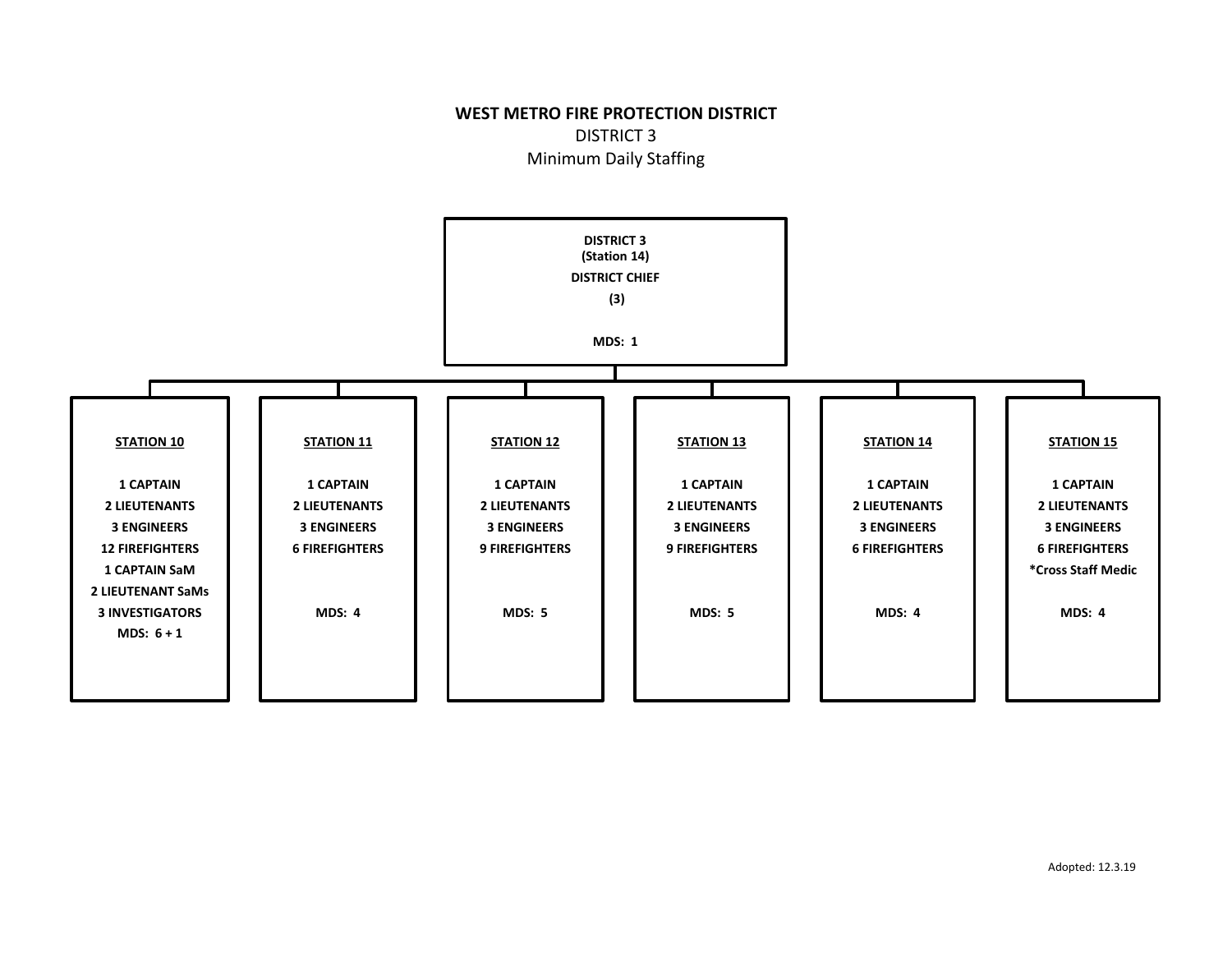# WEST METRO FIRE PROTECTION DISTRICT

DISTRICT 3

Minimum Daily Staffing

**DISTRICT 3**
**(Station 14)**
**DISTRICT CHIEF**
**(3)**

**MDS: 1**

**STATION 10**

**1 CAPTAIN**
**2 LIEUTENANTS**
**3 ENGINEERS**
**12 FIREFIGHTERS**
**1 CAPTAIN SaM**
**2 LIEUTENANT SaMs**
**3 INVESTIGATORS**
**MDS: 6 + 1**

**STATION 11**

**1 CAPTAIN**
**2 LIEUTENANTS**
**3 ENGINEERS**
**6 FIREFIGHTERS**

**MDS: 4**

**STATION 12**

**1 CAPTAIN**
**2 LIEUTENANTS**
**3 ENGINEERS**
**9 FIREFIGHTERS**

**MDS: 5**

**STATION 13**

**1 CAPTAIN**
**2 LIEUTENANTS**
**3 ENGINEERS**
**9 FIREFIGHTERS**

**MDS: 5**

**STATION 14**

**1 CAPTAIN**
**2 LIEUTENANTS**
**3 ENGINEERS**
**6 FIREFIGHTERS**

**MDS: 4**

**STATION 15**

**1 CAPTAIN**
**2 LIEUTENANTS**
**3 ENGINEERS**
**6 FIREFIGHTERS**
**\*Cross Staff Medic**

**MDS: 4**

Adopted: 12.3.19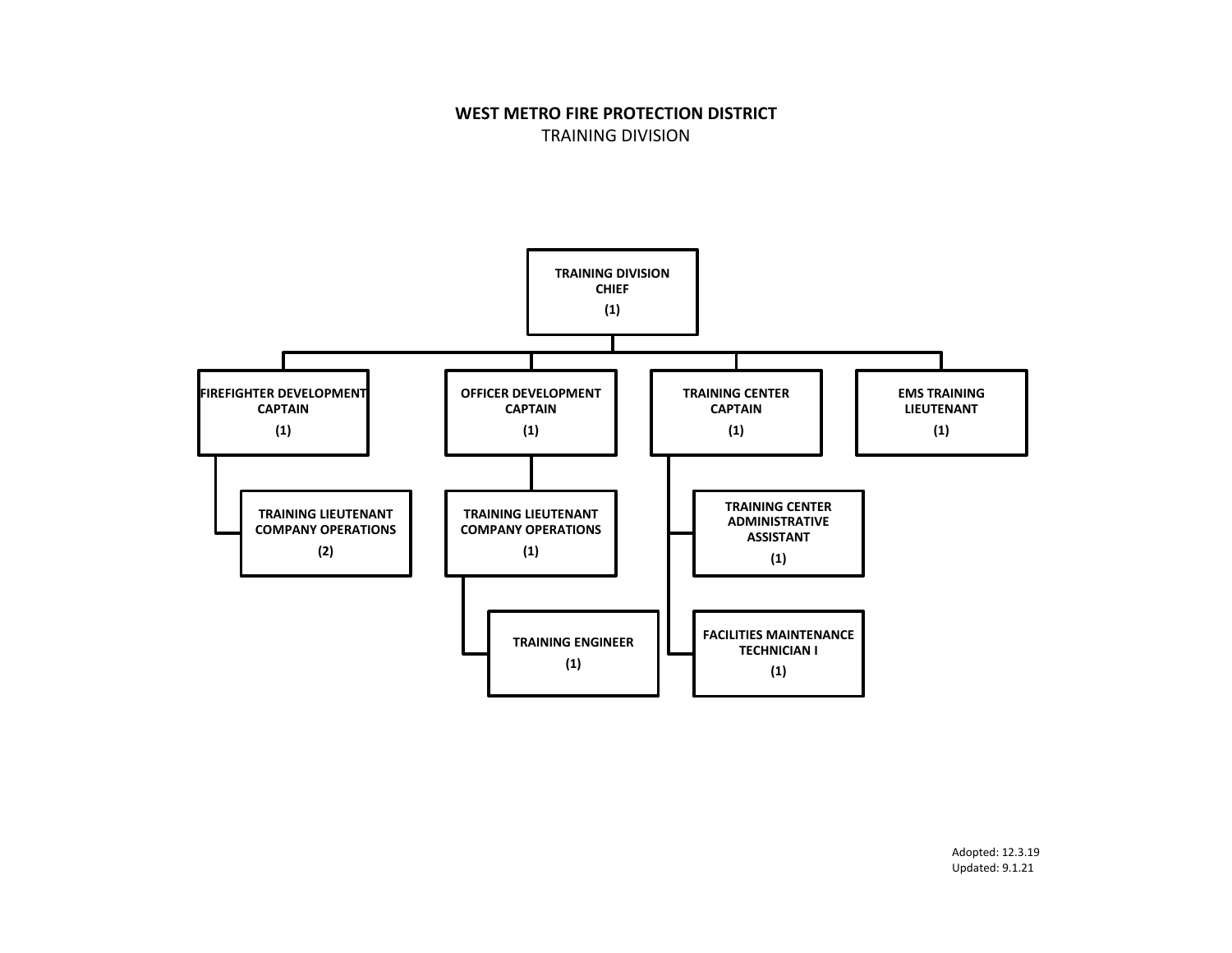# WEST METRO FIRE PROTECTION DISTRICT

## TRAINING DIVISION

**TRAINING DIVISION CHIEF**
**(1)**

**FIREFIGHTER DEVELOPMENT CAPTAIN**
**(1)**

**TRAINING LIEUTENANT COMPANY OPERATIONS**
**(2)**

**OFFICER DEVELOPMENT CAPTAIN**
**(1)**

**TRAINING LIEUTENANT COMPANY OPERATIONS**
**(1)**

**TRAINING ENGINEER**
**(1)**

**TRAINING CENTER CAPTAIN**
**(1)**

**TRAINING CENTER ADMINISTRATIVE ASSISTANT**
**(1)**

**FACILITIES MAINTENANCE TECHNICIAN I**
**(1)**

**EMS TRAINING LIEUTENANT**
**(1)**

Adopted: 12.3.19
Updated: 9.1.21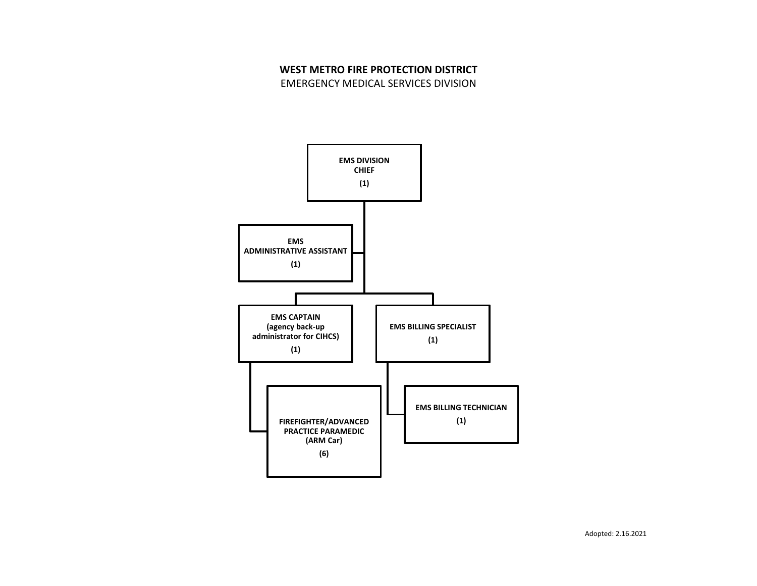**WEST METRO FIRE PROTECTION DISTRICT**
EMERGENCY MEDICAL SERVICES DIVISION

**EMS DIVISION CHIEF**
**(1)**

**EMS ADMINISTRATIVE ASSISTANT**
**(1)**

**EMS CAPTAIN**
**(agency back-up administrator for CIHCS)**
**(1)**

**EMS BILLING SPECIALIST**
**(1)**

**FIREFIGHTER/ADVANCED PRACTICE PARAMEDIC**
**(ARM Car)**
**(6)**

**EMS BILLING TECHNICIAN**
**(1)**

Adopted: 2.16.2021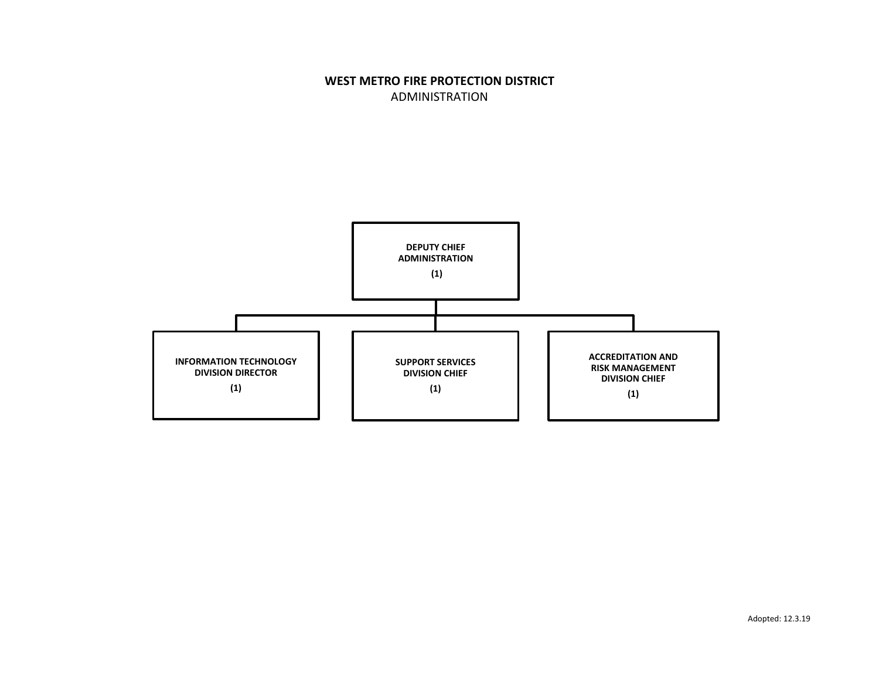# WEST METRO FIRE PROTECTION DISTRICT

ADMINISTRATION

**DEPUTY CHIEF ADMINISTRATION**
**(1)**

**INFORMATION TECHNOLOGY DIVISION DIRECTOR**
**(1)**

**SUPPORT SERVICES DIVISION CHIEF**
**(1)**

**ACCREDITATION AND RISK MANAGEMENT DIVISION CHIEF**
**(1)**

Adopted: 12.3.19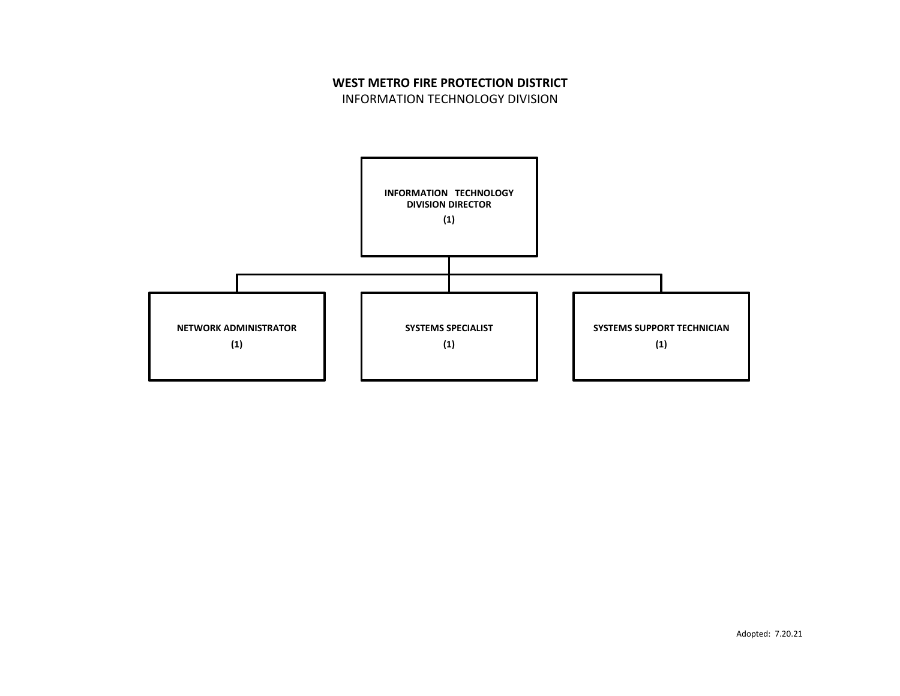**WEST METRO FIRE PROTECTION DISTRICT**

INFORMATION TECHNOLOGY DIVISION

**INFORMATION TECHNOLOGY DIVISION DIRECTOR**
**(1)**

**NETWORK ADMINISTRATOR**
**(1)**

**SYSTEMS SPECIALIST**
**(1)**

**SYSTEMS SUPPORT TECHNICIAN**
**(1)**

Adopted: 7.20.21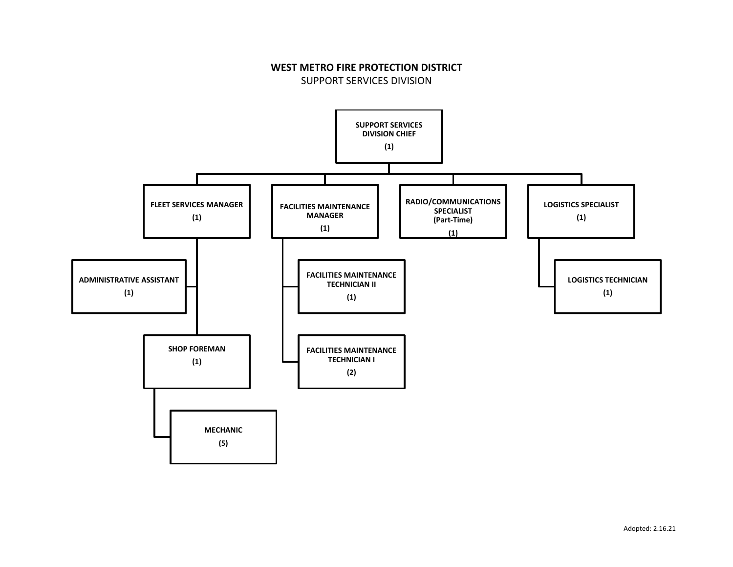**WEST METRO FIRE PROTECTION DISTRICT**

SUPPORT SERVICES DIVISION

**SUPPORT SERVICES DIVISION CHIEF**
**(1)**

**FLEET SERVICES MANAGER**
**(1)**

**FACILITIES MAINTENANCE MANAGER**
**(1)**

**RADIO/COMMUNICATIONS SPECIALIST**
**(Part-Time)**
**(1)**

**LOGISTICS SPECIALIST**
**(1)**

**ADMINISTRATIVE ASSISTANT**
**(1)**

**FACILITIES MAINTENANCE TECHNICIAN II**
**(1)**

**LOGISTICS TECHNICIAN**
**(1)**

**SHOP FOREMAN**
**(1)**

**FACILITIES MAINTENANCE TECHNICIAN I**
**(2)**

**MECHANIC**
**(5)**

Adopted: 2.16.21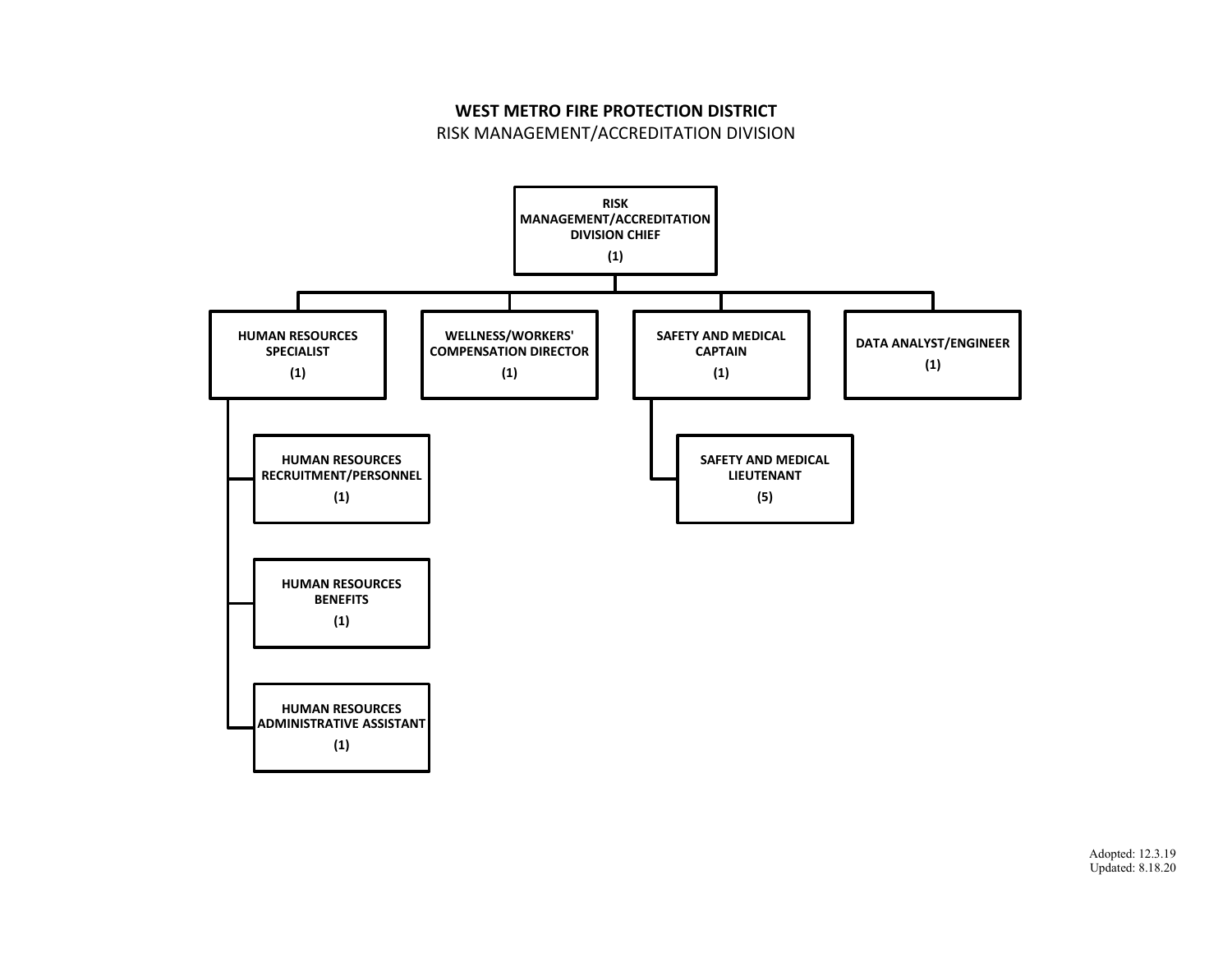**WEST METRO FIRE PROTECTION DISTRICT**

RISK MANAGEMENT/ACCREDITATION DIVISION

**RISK MANAGEMENT/ACCREDITATION DIVISION CHIEF**
**(1)**

**HUMAN RESOURCES SPECIALIST**
**(1)**

**WELLNESS/WORKERS' COMPENSATION DIRECTOR**
**(1)**

**SAFETY AND MEDICAL CAPTAIN**
**(1)**

**DATA ANALYST/ENGINEER**
**(1)**

**HUMAN RESOURCES RECRUITMENT/PERSONNEL**
**(1)**

**HUMAN RESOURCES BENEFITS**
**(1)**

**HUMAN RESOURCES ADMINISTRATIVE ASSISTANT**
**(1)**

**SAFETY AND MEDICAL LIEUTENANT**
**(5)**

Adopted: 12.3.19
Updated: 8.18.20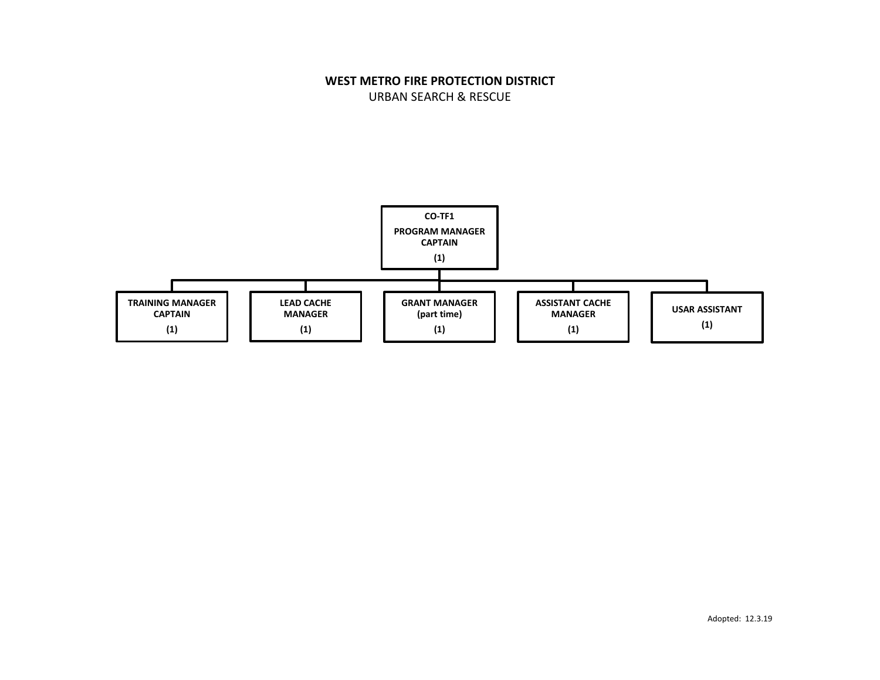**WEST METRO FIRE PROTECTION DISTRICT**

URBAN SEARCH & RESCUE

**CO-TF1**
**PROGRAM MANAGER**
**CAPTAIN**
**(1)**

- **TRAINING MANAGER CAPTAIN (1)**
- **LEAD CACHE MANAGER (1)**
- **GRANT MANAGER (part time) (1)**
- **ASSISTANT CACHE MANAGER (1)**
- **USAR ASSISTANT (1)**

Adopted: 12.3.19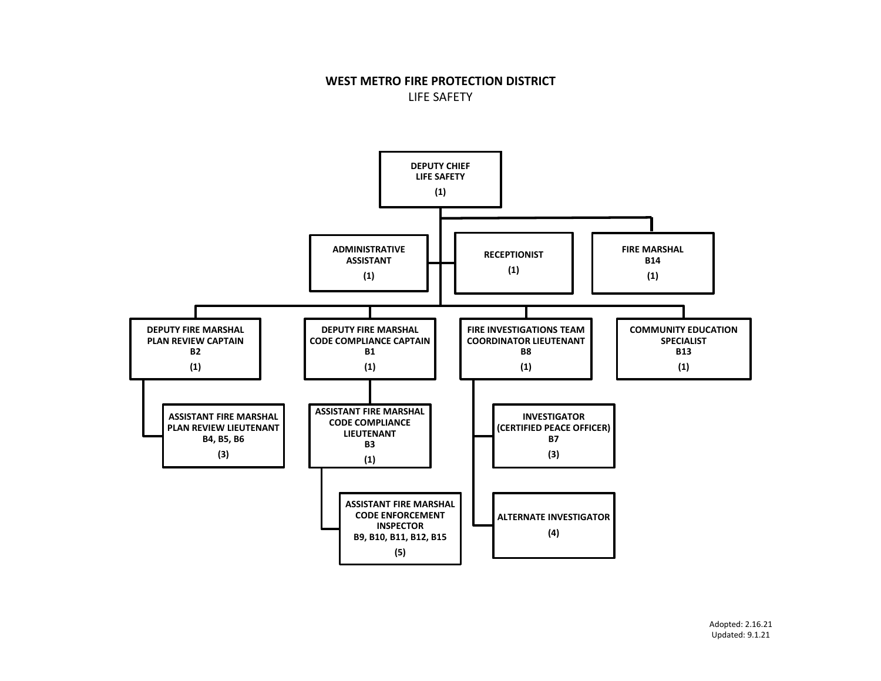**WEST METRO FIRE PROTECTION DISTRICT**
LIFE SAFETY

**DEPUTY CHIEF**
**LIFE SAFETY**
**(1)**

**ADMINISTRATIVE ASSISTANT**
**(1)**

**RECEPTIONIST**
**(1)**

**FIRE MARSHAL**
**B14**
**(1)**

**DEPUTY FIRE MARSHAL**
**PLAN REVIEW CAPTAIN**
**B2**
**(1)**

**ASSISTANT FIRE MARSHAL**
**PLAN REVIEW LIEUTENANT**
**B4, B5, B6**
**(3)**

**DEPUTY FIRE MARSHAL**
**CODE COMPLIANCE CAPTAIN**
**B1**
**(1)**

**ASSISTANT FIRE MARSHAL**
**CODE COMPLIANCE**
**LIEUTENANT**
**B3**
**(1)**

**ASSISTANT FIRE MARSHAL**
**CODE ENFORCEMENT**
**INSPECTOR**
**B9, B10, B11, B12, B15**
**(5)**

**FIRE INVESTIGATIONS TEAM**
**COORDINATOR LIEUTENANT**
**B8**
**(1)**

**INVESTIGATOR**
**(CERTIFIED PEACE OFFICER)**
**B7**
**(3)**

**ALTERNATE INVESTIGATOR**
**(4)**

**COMMUNITY EDUCATION**
**SPECIALIST**
**B13**
**(1)**

Adopted: 2.16.21
Updated: 9.1.21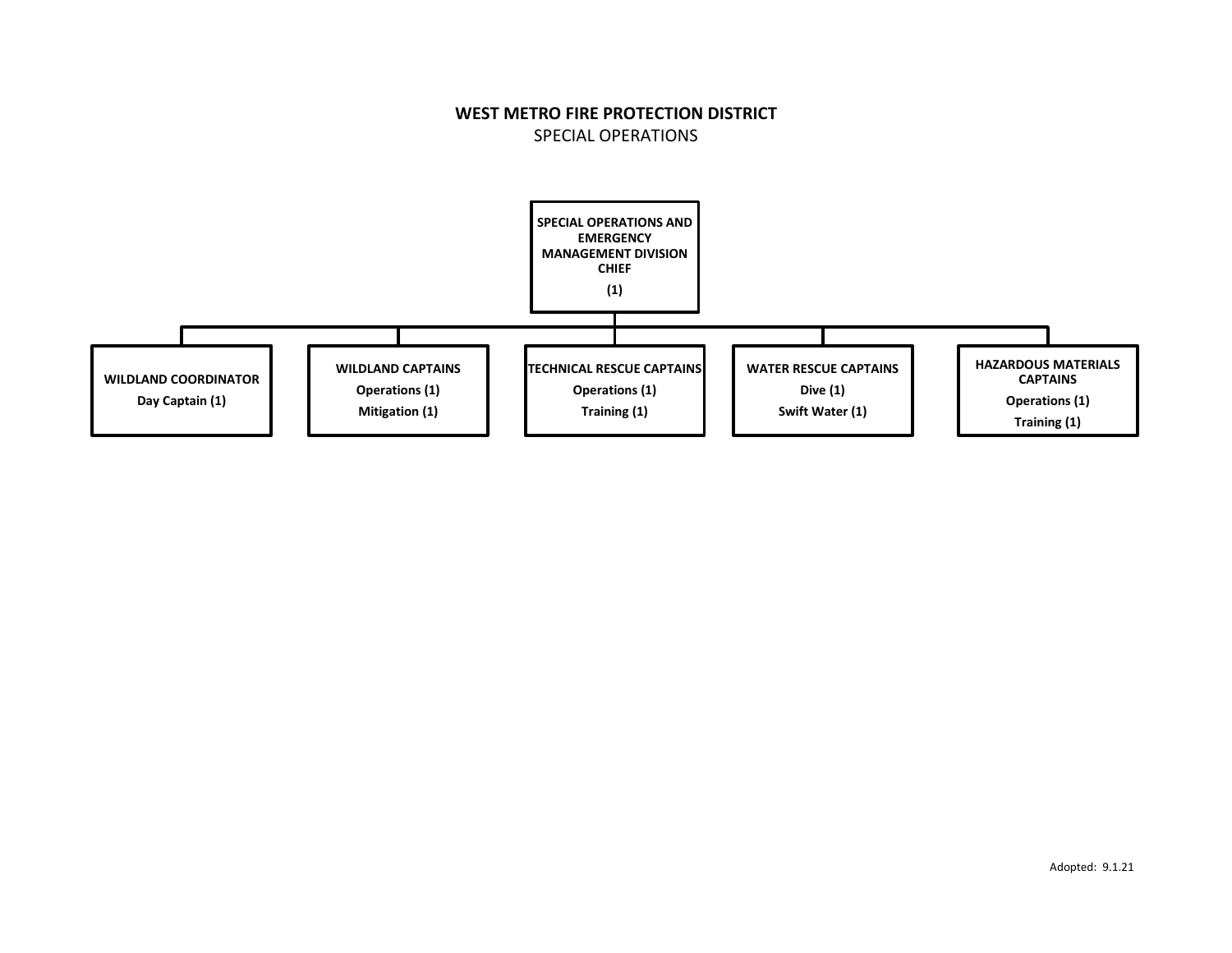# WEST METRO FIRE PROTECTION DISTRICT

## SPECIAL OPERATIONS

**SPECIAL OPERATIONS AND EMERGENCY MANAGEMENT DIVISION CHIEF**
**(1)**

**WILDLAND COORDINATOR**
**Day Captain (1)**

**WILDLAND CAPTAINS**
**Operations (1)**
**Mitigation (1)**

**TECHNICAL RESCUE CAPTAINS**
**Operations (1)**
**Training (1)**

**WATER RESCUE CAPTAINS**
**Dive (1)**
**Swift Water (1)**

**HAZARDOUS MATERIALS CAPTAINS**
**Operations (1)**
**Training (1)**

Adopted: 9.1.21